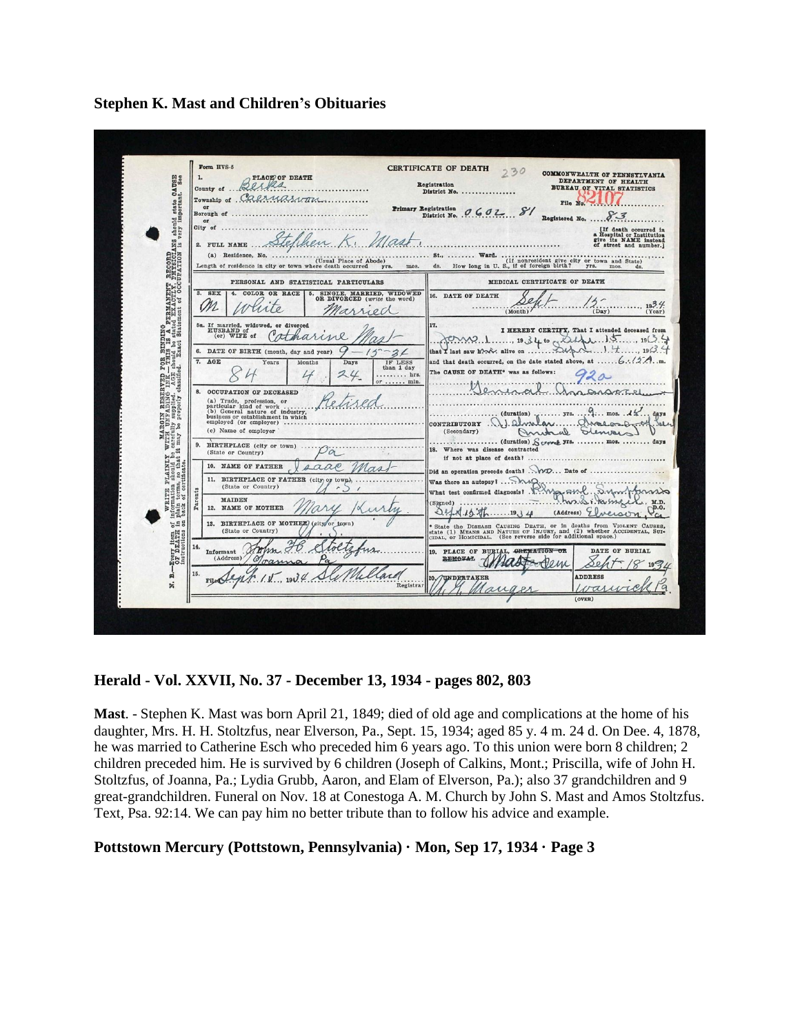**Stephen K. Mast and Children's Obituaries**

Form HVS-5

CERTIFICATE OF DEATH 230

COMMONWEALTH OF PENNSYLVANIA
DEPARTMENT OF HEALTH
BUREAU OF VITAL STATISTICS

1. PLACE OF DEATH
County of Berks
Township of Caernarvon
or Borough of
or City of

Registration District No.
Primary Registration District No. 0602 81

File No. 82107
Registered No. 83

[If death occurred in a Hospital or Institution give its NAME instead of street and number.]

2. FULL NAME Stephen K. Mast

(a) Residence, No. ... St., ... Ward. (Usual Place of Abode) (If nonresident give city or town and State)
Length of residence in city or town where death occurred yrs. mos. ds. How long in U. S., if of foreign birth? yrs. mos. ds.

PERSONAL AND STATISTICAL PARTICULARS

3. SEX M
4. COLOR OR RACE White
5. SINGLE, MARRIED, WIDOWED OR DIVORCED (write the word) Married

5a. If married, widowed, or divorced HUSBAND of (or) WIFE of Catharine Mast

6. DATE OF BIRTH (month, day and year) 9-15-34

7. AGE Years 84 Months 4 Days 24 IF LESS than 1 day ... hrs. or ... min.

8. OCCUPATION OF DECEASED
(a) Trade, profession, or particular kind of work Retired
(b) General nature of industry, business or establishment in which employed (or employer)
(c) Name of employer

9. BIRTHPLACE (city or town) (State or Country) Pa

10. NAME OF FATHER Isaac Mast

11. BIRTHPLACE OF FATHER (city or town) (State or Country) U. S.

12. MAIDEN NAME OF MOTHER Mary Kurtz

13. BIRTHPLACE OF MOTHER (city or town) (State or Country) U. S.

14. Informant John H. Stoltzfus
(Address) Joanna Pa

15. Filed Sept 18 1934 S. McClard Registrar

MEDICAL CERTIFICATE OF DEATH

16. DATE OF DEATH Sept (Month) 15 (Day) 1934 (Year)

17. I HEREBY CERTIFY, That I attended deceased from June 1, 1934 to Sept 15, 1934
that I last saw him alive on Sept 14, 1934
and that death occurred, on the date stated above, at 6:15 A.m.
The CAUSE OF DEATH* was as follows:
92a
General Anasarca
(duration) ... yrs. 9 mos. 15 days
CONTRIBUTORY (Secondary) Valvular disease of heart Arterial Sclerosis
(duration) Some yrs. ... mos. ... days

18. Where was disease contracted if not at place of death?
Did an operation precede death? no Date of
Was there an autopsy? no
What test confirmed diagnosis? Physical Symptoms
(Signed) ... M.D.
Sept 15th 1934 (Address) Elverson, Pa

* State the DISEASE CAUSING DEATH, or in deaths from VIOLENT CAUSES, state (1) MEANS AND NATURE OF INJURY, and (2) whether ACCIDENTAL, SUICIDAL, or HOMICIDAL. (See reverse side for additional space.)

19. PLACE OF BURIAL, ~~CREMATION OR~~ REMOVAL Mast Cem
DATE OF BURIAL Sept 18 1934

20. UNDERTAKER W. G. Manger
ADDRESS Warwick Pa

(OVER)

N. B.—Every item of information should be carefully supplied. AGE should be stated EXACTLY. PHYSICIANS should state CAUSE OF DEATH in plain terms, so that it may be properly classified. Exact statement of OCCUPATION is very important. See instructions on back of certificate.

MARGIN RESERVED FOR BINDING. WRITE PLAINLY, WITH UNFADING INK—THIS IS A PERMANENT RECORD.

**Herald - Vol. XXVII, No. 37 - December 13, 1934 - pages 802, 803**

**Mast**. - Stephen K. Mast was born April 21, 1849; died of old age and complications at the home of his daughter, Mrs. H. H. Stoltzfus, near Elverson, Pa., Sept. 15, 1934; aged 85 y. 4 m. 24 d. On Dee. 4, 1878, he was married to Catherine Esch who preceded him 6 years ago. To this union were born 8 children; 2 children preceded him. He is survived by 6 children (Joseph of Calkins, Mont.; Priscilla, wife of John H. Stoltzfus, of Joanna, Pa.; Lydia Grubb, Aaron, and Elam of Elverson, Pa.); also 37 grandchildren and 9 great-grandchildren. Funeral on Nov. 18 at Conestoga A. M. Church by John S. Mast and Amos Stoltzfus. Text, Psa. 92:14. We can pay him no better tribute than to follow his advice and example.

**Pottstown Mercury (Pottstown, Pennsylvania) · Mon, Sep 17, 1934 · Page 3**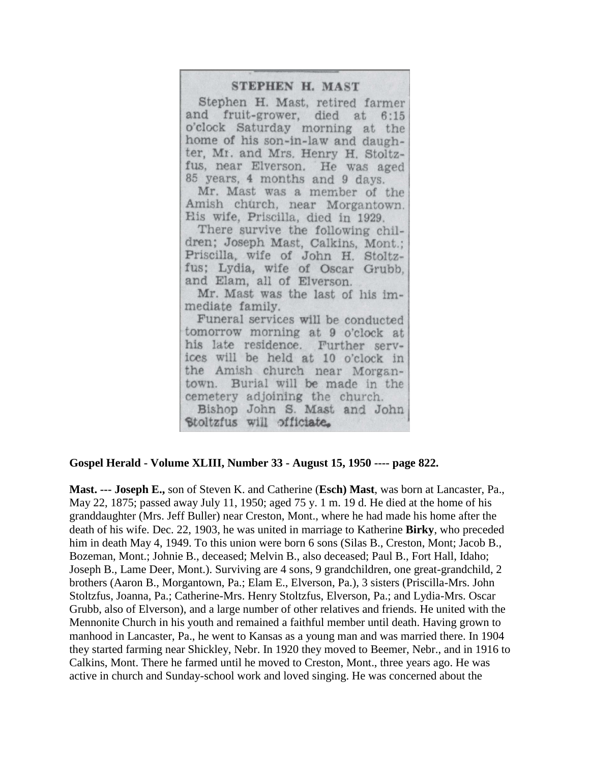### STEPHEN H. MAST

Stephen H. Mast, retired farmer and fruit-grower, died at 6:15 o'clock Saturday morning at the home of his son-in-law and daughter, Mr. and Mrs. Henry H. Stoltzfus, near Elverson. He was aged 85 years, 4 months and 9 days.

Mr. Mast was a member of the Amish church, near Morgantown. His wife, Priscilla, died in 1929.

There survive the following children; Joseph Mast, Calkins, Mont.; Priscilla, wife of John H. Stoltzfus; Lydia, wife of Oscar Grubb, and Elam, all of Elverson.

Mr. Mast was the last of his immediate family.

Funeral services will be conducted tomorrow morning at 9 o'clock at his late residence. Further services will be held at 10 o'clock in the Amish church near Morgantown. Burial will be made in the cemetery adjoining the church.

Bishop John S. Mast and John Stoltzfus will officiate.

**Gospel Herald - Volume XLIII, Number 33 - August 15, 1950 ---- page 822.**

**Mast. --- Joseph E.,** son of Steven K. and Catherine (**Esch) Mast**, was born at Lancaster, Pa., May 22, 1875; passed away July 11, 1950; aged 75 y. 1 m. 19 d. He died at the home of his granddaughter (Mrs. Jeff Buller) near Creston, Mont., where he had made his home after the death of his wife. Dec. 22, 1903, he was united in marriage to Katherine **Birky**, who preceded him in death May 4, 1949. To this union were born 6 sons (Silas B., Creston, Mont; Jacob B., Bozeman, Mont.; Johnie B., deceased; Melvin B., also deceased; Paul B., Fort Hall, Idaho; Joseph B., Lame Deer, Mont.). Surviving are 4 sons, 9 grandchildren, one great-grandchild, 2 brothers (Aaron B., Morgantown, Pa.; Elam E., Elverson, Pa.), 3 sisters (Priscilla-Mrs. John Stoltzfus, Joanna, Pa.; Catherine-Mrs. Henry Stoltzfus, Elverson, Pa.; and Lydia-Mrs. Oscar Grubb, also of Elverson), and a large number of other relatives and friends. He united with the Mennonite Church in his youth and remained a faithful member until death. Having grown to manhood in Lancaster, Pa., he went to Kansas as a young man and was married there. In 1904 they started farming near Shickley, Nebr. In 1920 they moved to Beemer, Nebr., and in 1916 to Calkins, Mont. There he farmed until he moved to Creston, Mont., three years ago. He was active in church and Sunday-school work and loved singing. He was concerned about the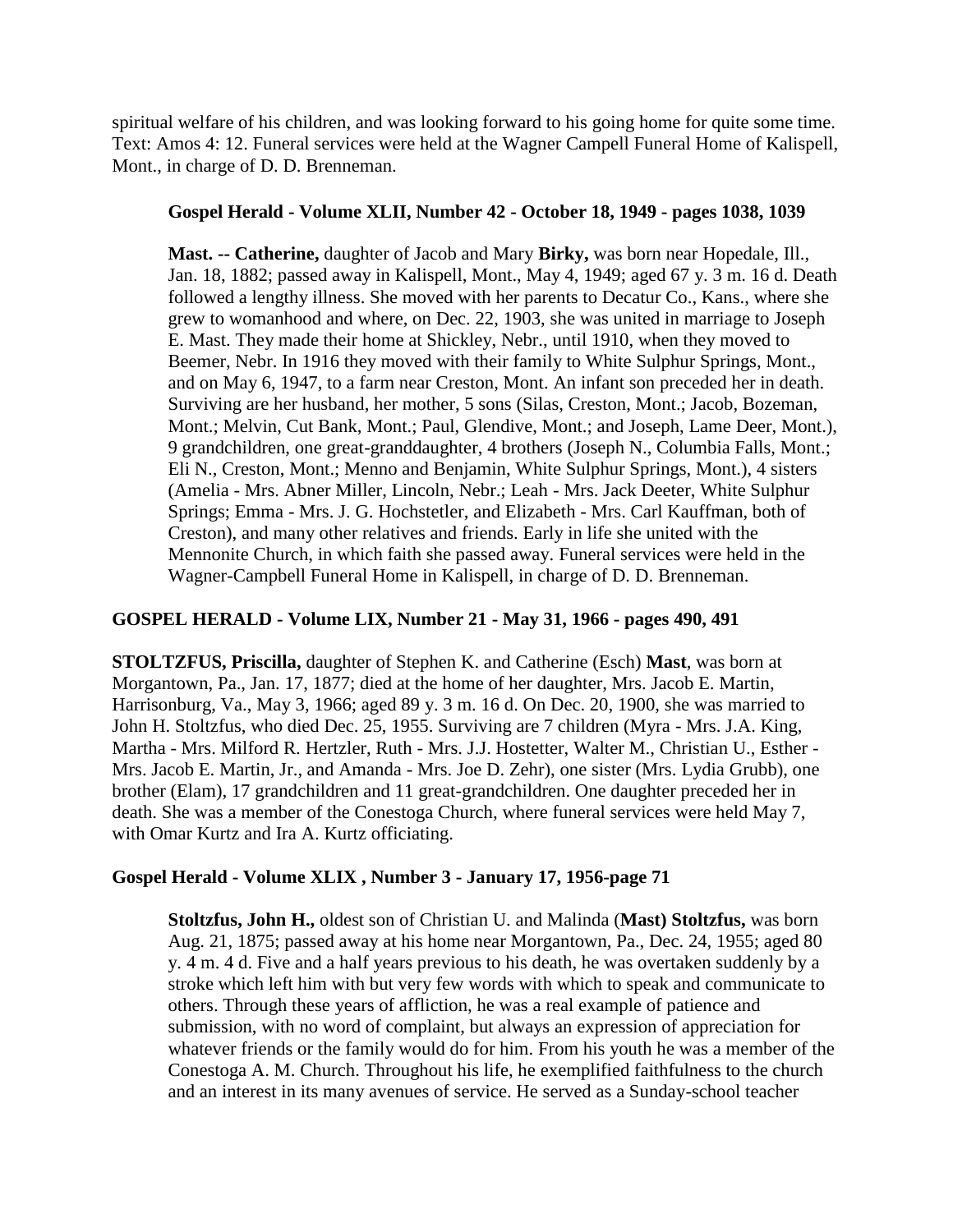spiritual welfare of his children, and was looking forward to his going home for quite some time. Text: Amos 4: 12. Funeral services were held at the Wagner Campell Funeral Home of Kalispell, Mont., in charge of D. D. Brenneman.

**Gospel Herald - Volume XLII, Number 42 - October 18, 1949 - pages 1038, 1039**

> **Mast.** -- **Catherine,** daughter of Jacob and Mary **Birky,** was born near Hopedale, Ill., Jan. 18, 1882; passed away in Kalispell, Mont., May 4, 1949; aged 67 y. 3 m. 16 d. Death followed a lengthy illness. She moved with her parents to Decatur Co., Kans., where she grew to womanhood and where, on Dec. 22, 1903, she was united in marriage to Joseph E. Mast. They made their home at Shickley, Nebr., until 1910, when they moved to Beemer, Nebr. In 1916 they moved with their family to White Sulphur Springs, Mont., and on May 6, 1947, to a farm near Creston, Mont. An infant son preceded her in death. Surviving are her husband, her mother, 5 sons (Silas, Creston, Mont.; Jacob, Bozeman, Mont.; Melvin, Cut Bank, Mont.; Paul, Glendive, Mont.; and Joseph, Lame Deer, Mont.), 9 grandchildren, one great-granddaughter, 4 brothers (Joseph N., Columbia Falls, Mont.; Eli N., Creston, Mont.; Menno and Benjamin, White Sulphur Springs, Mont.), 4 sisters (Amelia - Mrs. Abner Miller, Lincoln, Nebr.; Leah - Mrs. Jack Deeter, White Sulphur Springs; Emma - Mrs. J. G. Hochstetler, and Elizabeth - Mrs. Carl Kauffman, both of Creston), and many other relatives and friends. Early in life she united with the Mennonite Church, in which faith she passed away. Funeral services were held in the Wagner-Campbell Funeral Home in Kalispell, in charge of D. D. Brenneman.

**GOSPEL HERALD - Volume LIX, Number 21 - May 31, 1966 - pages 490, 491**

**STOLTZFUS, Priscilla,** daughter of Stephen K. and Catherine (Esch) **Mast**, was born at Morgantown, Pa., Jan. 17, 1877; died at the home of her daughter, Mrs. Jacob E. Martin, Harrisonburg, Va., May 3, 1966; aged 89 y. 3 m. 16 d. On Dec. 20, 1900, she was married to John H. Stoltzfus, who died Dec. 25, 1955. Surviving are 7 children (Myra - Mrs. J.A. King, Martha - Mrs. Milford R. Hertzler, Ruth - Mrs. J.J. Hostetter, Walter M., Christian U., Esther - Mrs. Jacob E. Martin, Jr., and Amanda - Mrs. Joe D. Zehr), one sister (Mrs. Lydia Grubb), one brother (Elam), 17 grandchildren and 11 great-grandchildren. One daughter preceded her in death. She was a member of the Conestoga Church, where funeral services were held May 7, with Omar Kurtz and Ira A. Kurtz officiating.

**Gospel Herald - Volume XLIX , Number 3 - January 17, 1956-page 71**

> **Stoltzfus, John H.,** oldest son of Christian U. and Malinda (**Mast) Stoltzfus,** was born Aug. 21, 1875; passed away at his home near Morgantown, Pa., Dec. 24, 1955; aged 80 y. 4 m. 4 d. Five and a half years previous to his death, he was overtaken suddenly by a stroke which left him with but very few words with which to speak and communicate to others. Through these years of affliction, he was a real example of patience and submission, with no word of complaint, but always an expression of appreciation for whatever friends or the family would do for him. From his youth he was a member of the Conestoga A. M. Church. Throughout his life, he exemplified faithfulness to the church and an interest in its many avenues of service. He served as a Sunday-school teacher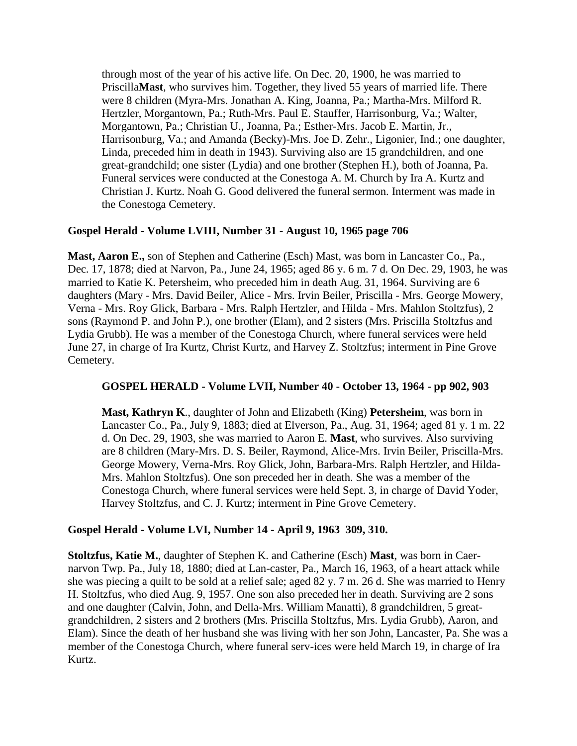through most of the year of his active life. On Dec. 20, 1900, he was married to Priscilla**Mast**, who survives him. Together, they lived 55 years of married life. There were 8 children (Myra-Mrs. Jonathan A. King, Joanna, Pa.; Martha-Mrs. Milford R. Hertzler, Morgantown, Pa.; Ruth-Mrs. Paul E. Stauffer, Harrisonburg, Va.; Walter, Morgantown, Pa.; Christian U., Joanna, Pa.; Esther-Mrs. Jacob E. Martin, Jr., Harrisonburg, Va.; and Amanda (Becky)-Mrs. Joe D. Zehr., Ligonier, Ind.; one daughter, Linda, preceded him in death in 1943). Surviving also are 15 grandchildren, and one great-grandchild; one sister (Lydia) and one brother (Stephen H.), both of Joanna, Pa. Funeral services were conducted at the Conestoga A. M. Church by Ira A. Kurtz and Christian J. Kurtz. Noah G. Good delivered the funeral sermon. Interment was made in the Conestoga Cemetery.

**Gospel Herald - Volume LVIII, Number 31 - August 10, 1965 page 706**

**Mast, Aaron E.,** son of Stephen and Catherine (Esch) Mast, was born in Lancaster Co., Pa., Dec. 17, 1878; died at Narvon, Pa., June 24, 1965; aged 86 y. 6 m. 7 d. On Dec. 29, 1903, he was married to Katie K. Petersheim, who preceded him in death Aug. 31, 1964. Surviving are 6 daughters (Mary - Mrs. David Beiler, Alice - Mrs. Irvin Beiler, Priscilla - Mrs. George Mowery, Verna - Mrs. Roy Glick, Barbara - Mrs. Ralph Hertzler, and Hilda - Mrs. Mahlon Stoltzfus), 2 sons (Raymond P. and John P.), one brother (Elam), and 2 sisters (Mrs. Priscilla Stoltzfus and Lydia Grubb). He was a member of the Conestoga Church, where funeral services were held June 27, in charge of Ira Kurtz, Christ Kurtz, and Harvey Z. Stoltzfus; interment in Pine Grove Cemetery.

**GOSPEL HERALD - Volume LVII, Number 40 - October 13, 1964 - pp 902, 903**

**Mast, Kathryn K**., daughter of John and Elizabeth (King) **Petersheim**, was born in Lancaster Co., Pa., July 9, 1883; died at Elverson, Pa., Aug. 31, 1964; aged 81 y. 1 m. 22 d. On Dec. 29, 1903, she was married to Aaron E. **Mast**, who survives. Also surviving are 8 children (Mary-Mrs. D. S. Beiler, Raymond, Alice-Mrs. Irvin Beiler, Priscilla-Mrs. George Mowery, Verna-Mrs. Roy Glick, John, Barbara-Mrs. Ralph Hertzler, and Hilda-Mrs. Mahlon Stoltzfus). One son preceded her in death. She was a member of the Conestoga Church, where funeral services were held Sept. 3, in charge of David Yoder, Harvey Stoltzfus, and C. J. Kurtz; interment in Pine Grove Cemetery.

**Gospel Herald - Volume LVI, Number 14 - April 9, 1963 309, 310.**

**Stoltzfus, Katie M.**, daughter of Stephen K. and Catherine (Esch) **Mast**, was born in Caer-narvon Twp. Pa., July 18, 1880; died at Lan-caster, Pa., March 16, 1963, of a heart attack while she was piecing a quilt to be sold at a relief sale; aged 82 y. 7 m. 26 d. She was married to Henry H. Stoltzfus, who died Aug. 9, 1957. One son also preceded her in death. Surviving are 2 sons and one daughter (Calvin, John, and Della-Mrs. William Manatti), 8 grandchildren, 5 great-grandchildren, 2 sisters and 2 brothers (Mrs. Priscilla Stoltzfus, Mrs. Lydia Grubb), Aaron, and Elam). Since the death of her husband she was living with her son John, Lancaster, Pa. She was a member of the Conestoga Church, where funeral serv-ices were held March 19, in charge of Ira Kurtz.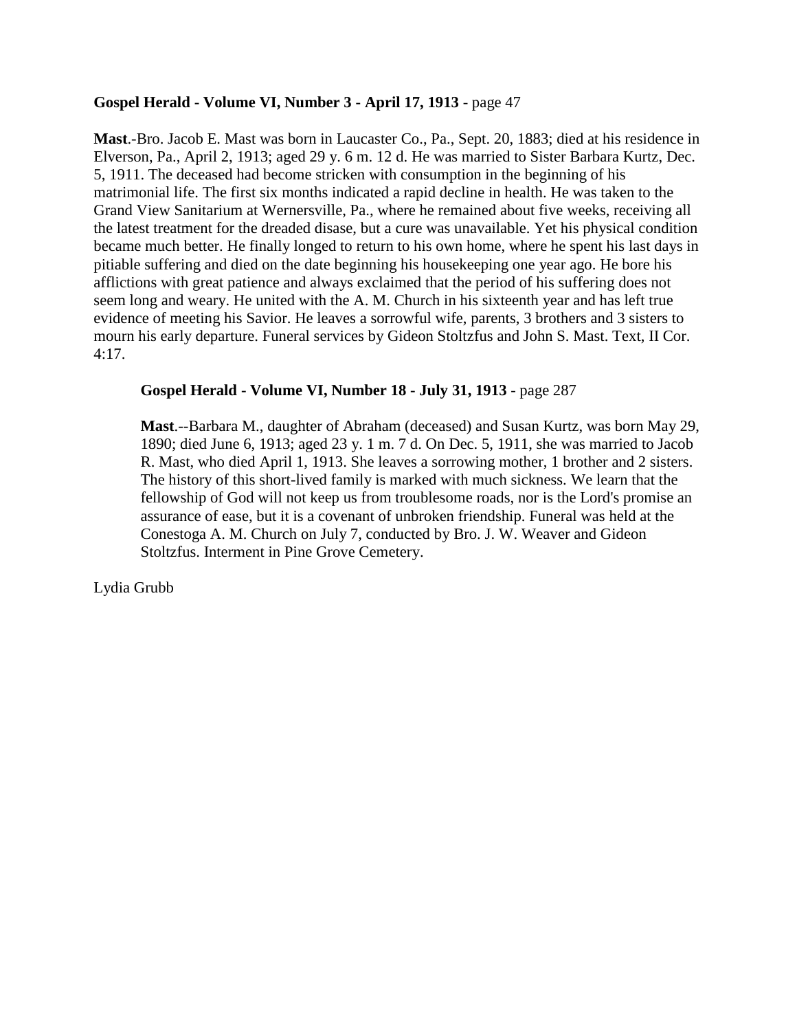**Gospel Herald - Volume VI, Number 3 - April 17, 1913** - page 47

**Mast**.-Bro. Jacob E. Mast was born in Laucaster Co., Pa., Sept. 20, 1883; died at his residence in Elverson, Pa., April 2, 1913; aged 29 y. 6 m. 12 d. He was married to Sister Barbara Kurtz, Dec. 5, 1911. The deceased had become stricken with consumption in the beginning of his matrimonial life. The first six months indicated a rapid decline in health. He was taken to the Grand View Sanitarium at Wernersville, Pa., where he remained about five weeks, receiving all the latest treatment for the dreaded disase, but a cure was unavailable. Yet his physical condition became much better. He finally longed to return to his own home, where he spent his last days in pitiable suffering and died on the date beginning his housekeeping one year ago. He bore his afflictions with great patience and always exclaimed that the period of his suffering does not seem long and weary. He united with the A. M. Church in his sixteenth year and has left true evidence of meeting his Savior. He leaves a sorrowful wife, parents, 3 brothers and 3 sisters to mourn his early departure. Funeral services by Gideon Stoltzfus and John S. Mast. Text, II Cor. 4:17.

> **Gospel Herald - Volume VI, Number 18 - July 31, 1913** - page 287
>
> **Mast**.--Barbara M., daughter of Abraham (deceased) and Susan Kurtz, was born May 29, 1890; died June 6, 1913; aged 23 y. 1 m. 7 d. On Dec. 5, 1911, she was married to Jacob R. Mast, who died April 1, 1913. She leaves a sorrowing mother, 1 brother and 2 sisters. The history of this short-lived family is marked with much sickness. We learn that the fellowship of God will not keep us from troublesome roads, nor is the Lord's promise an assurance of ease, but it is a covenant of unbroken friendship. Funeral was held at the Conestoga A. M. Church on July 7, conducted by Bro. J. W. Weaver and Gideon Stoltzfus. Interment in Pine Grove Cemetery.

Lydia Grubb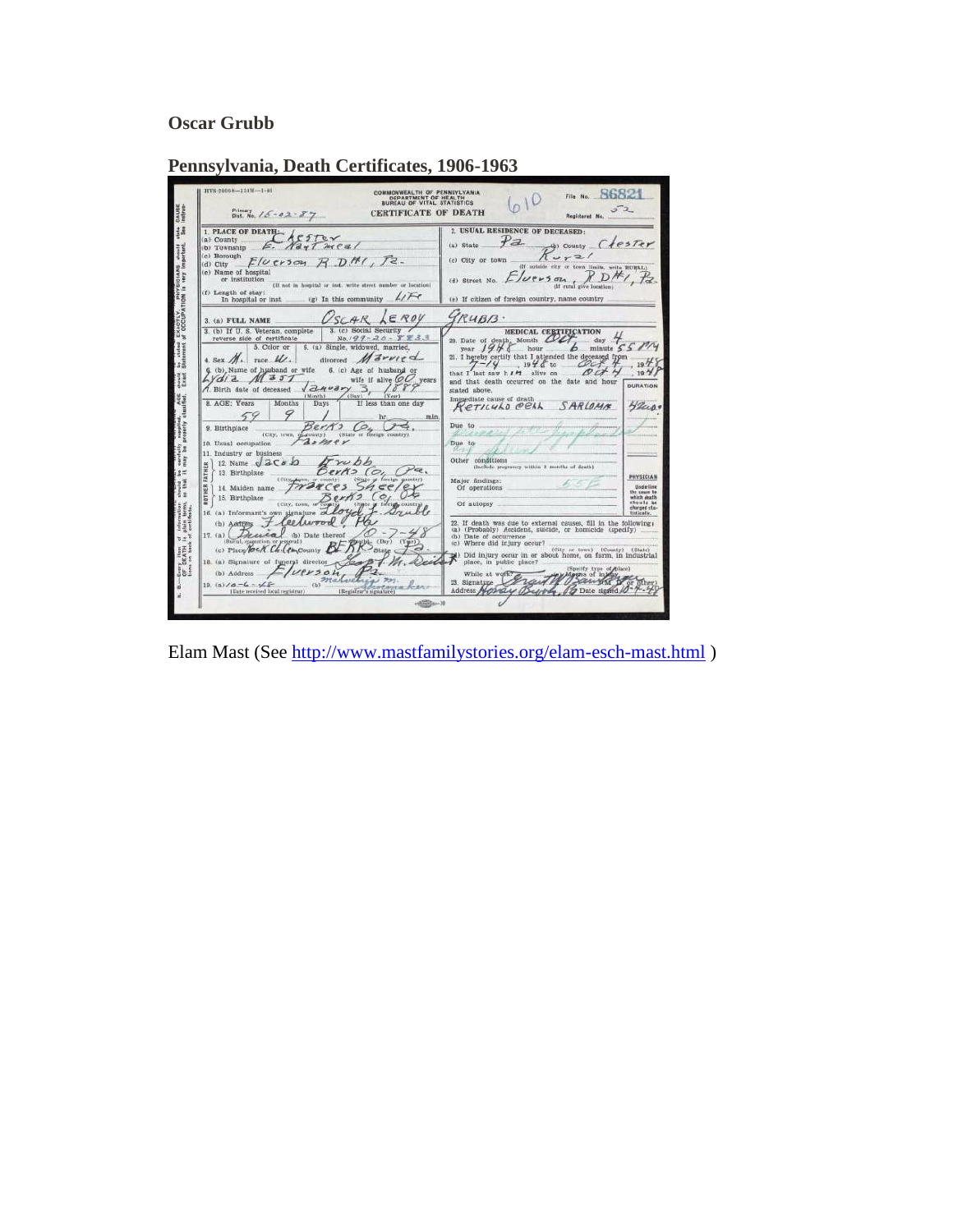**Oscar Grubb**

**Pennsylvania, Death Certificates, 1906-1963**

HVS-20008—151M—1-46

COMMONWEALTH OF PENNSYLVANIA
DEPARTMENT OF HEALTH
BUREAU OF VITAL STATISTICS

CERTIFICATE OF DEATH

Primary Dist. No. 15-02-87

610

File No. 86821

Registered No. 52

1. PLACE OF DEATH:
(a) County Chester
(b) Township E. Nantmeal
(c) Borough
(d) City Elverson R D #1, Pa.
(e) Name of hospital or institution
(f) Length of stay: In hospital or inst. (g) In this community Life

2. USUAL RESIDENCE OF DECEASED:
(a) State Pa (b) County Chester
(c) City or town Rural
(d) Street No. Elverson, R D #1, Pa.
(e) If citizen of foreign country, name country

3. (a) FULL NAME Oscar Leroy Grubb

3. (b) If U. S. Veteran, complete reverse side of certificate

3. (c) Social Security No. 197-20-8833

4. Sex M. 5. Color or race W.

6. (a) Single, widowed, married, divorced Married

6. (b) Name of husband or wife Lydia Mast

6. (c) Age of husband or wife if alive 60 years

7. Birth date of deceased January 3, 1889

8. AGE: Years 59 Months 9 Days 1

9. Birthplace Berks Co, Pa.

10. Usual occupation Farmer

11. Industry or business

12. FATHER Name Jacob Grubb

13. Birthplace Berks Co, Pa.

14. MOTHER Maiden name Frances Sheeley

15. Birthplace Berks Co, Pa

16. (a) Informant's own signature Lloyd J. Grubb
(b) Address Fleetwood, Pa

17. (a) Burial (b) Date thereof 10-7-48
(c) Place Rock Ch. Cem County Berks State Pa

18. (a) Signature of funeral director Geo. M. Deitz
(b) Address Elverson, Pa

19. (a) 10-6-48 (b) Malvina M. Shumaker

MEDICAL CERTIFICATION

20. Date of death: Month Oct day 4 year 1948 hour 6 minute 55 PM

21. I hereby certify that I attended the deceased from 7-14, 1948 to Oct 4, 1948 that I last saw him alive on Oct 4, 1948 and that death occurred on the date and hour stated above.

Immediate cause of death Reticulo cell sarcoma — Duration 4 mo.

Due to

Due to

Other conditions

Major findings: Of operations 5-5

Of autopsy

22. If death was due to external causes, fill in the following:

23. Signature Grant M. Sauer M.D.
Address Honey Brook, Pa Date signed 10-4-48

Elam Mast (See http://www.mastfamilystories.org/elam-esch-mast.html )